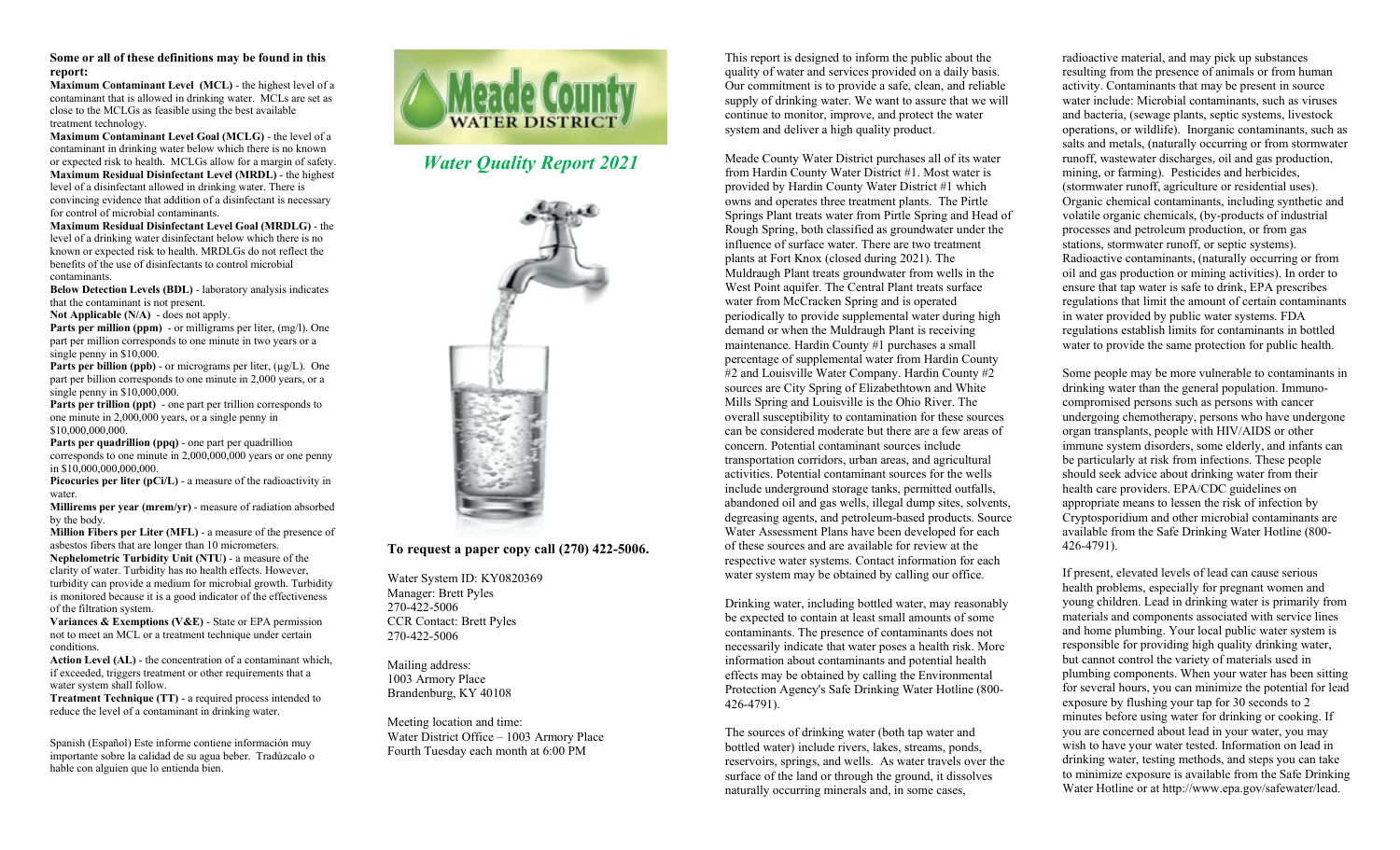**Some or all of these definitions may be found in this report:**

**Maximum Contaminant Level (MCL)** - the highest level of a contaminant that is allowed in drinking water. MCLs are set as close to the MCLGs as feasible using the best available treatment technology.

**Maximum Contaminant Level Goal (MCLG)** - the level of a contaminant in drinking water below which there is no known or expected risk to health. MCLGs allow for a margin of safety.

**Maximum Residual Disinfectant Level (MRDL)** - the highest level of a disinfectant allowed in drinking water. There is convincing evidence that addition of a disinfectant is necessary for control of microbial contaminants.

**Maximum Residual Disinfectant Level Goal (MRDLG)** - the level of a drinking water disinfectant below which there is no known or expected risk to health. MRDLGs do not reflect the benefits of the use of disinfectants to control microbial contaminants.

**Below Detection Levels (BDL)** - laboratory analysis indicates that the contaminant is not present.

**Not Applicable (N/A)** - does not apply.

**Parts per million (ppm)** - or milligrams per liter, (mg/l). One part per million corresponds to one minute in two years or a single penny in $10,000.

**Parts per billion (ppb)** - or micrograms per liter, (µg/L). One part per billion corresponds to one minute in 2,000 years, or a single penny in $10,000,000.

**Parts per trillion (ppt)** - one part per trillion corresponds to one minute in 2,000,000 years, or a single penny in $10,000,000,000.

**Parts per quadrillion (ppq)** - one part per quadrillion corresponds to one minute in 2,000,000,000 years or one penny in $10,000,000,000,000.

**Picocuries per liter (pCi/L)** - a measure of the radioactivity in water.

**Millirems per year (mrem/yr)** - measure of radiation absorbed by the body.

**Million Fibers per Liter (MFL)** - a measure of the presence of asbestos fibers that are longer than 10 micrometers.

**Nephelometric Turbidity Unit (NTU)** - a measure of the clarity of water. Turbidity has no health effects. However, turbidity can provide a medium for microbial growth. Turbidity is monitored because it is a good indicator of the effectiveness of the filtration system.

**Variances & Exemptions (V&E)** - State or EPA permission not to meet an MCL or a treatment technique under certain conditions.

**Action Level (AL)** - the concentration of a contaminant which, if exceeded, triggers treatment or other requirements that a water system shall follow.

**Treatment Technique (TT)** - a required process intended to reduce the level of a contaminant in drinking water.

Spanish (Español) Este informe contiene información muy importante sobre la calidad de su agua beber. Tradúzcalo o hable con alguien que lo entienda bien.

# Meade County WATER DISTRICT

## *Water Quality Report 2021*

**To request a paper copy call (270) 422-5006.**

Water System ID: KY0820369
Manager: Brett Pyles
270-422-5006
CCR Contact: Brett Pyles
270-422-5006

Mailing address:
1003 Armory Place
Brandenburg, KY 40108

Meeting location and time:
Water District Office – 1003 Armory Place
Fourth Tuesday each month at 6:00 PM

This report is designed to inform the public about the quality of water and services provided on a daily basis. Our commitment is to provide a safe, clean, and reliable supply of drinking water. We want to assure that we will continue to monitor, improve, and protect the water system and deliver a high quality product.

Meade County Water District purchases all of its water from Hardin County Water District #1. Most water is provided by Hardin County Water District #1 which owns and operates three treatment plants. The Pirtle Springs Plant treats water from Pirtle Spring and Head of Rough Spring, both classified as groundwater under the influence of surface water. There are two treatment plants at Fort Knox (closed during 2021). The Muldraugh Plant treats groundwater from wells in the West Point aquifer. The Central Plant treats surface water from McCracken Spring and is operated periodically to provide supplemental water during high demand or when the Muldraugh Plant is receiving maintenance. Hardin County #1 purchases a small percentage of supplemental water from Hardin County #2 and Louisville Water Company. Hardin County #2 sources are City Spring of Elizabethtown and White Mills Spring and Louisville is the Ohio River. The overall susceptibility to contamination for these sources can be considered moderate but there are a few areas of concern. Potential contaminant sources include transportation corridors, urban areas, and agricultural activities. Potential contaminant sources for the wells include underground storage tanks, permitted outfalls, abandoned oil and gas wells, illegal dump sites, solvents, degreasing agents, and petroleum-based products. Source Water Assessment Plans have been developed for each of these sources and are available for review at the respective water systems. Contact information for each water system may be obtained by calling our office.

Drinking water, including bottled water, may reasonably be expected to contain at least small amounts of some contaminants. The presence of contaminants does not necessarily indicate that water poses a health risk. More information about contaminants and potential health effects may be obtained by calling the Environmental Protection Agency's Safe Drinking Water Hotline (800-426-4791).

The sources of drinking water (both tap water and bottled water) include rivers, lakes, streams, ponds, reservoirs, springs, and wells. As water travels over the surface of the land or through the ground, it dissolves naturally occurring minerals and, in some cases, radioactive material, and may pick up substances resulting from the presence of animals or from human activity. Contaminants that may be present in source water include: Microbial contaminants, such as viruses and bacteria, (sewage plants, septic systems, livestock operations, or wildlife). Inorganic contaminants, such as salts and metals, (naturally occurring or from stormwater runoff, wastewater discharges, oil and gas production, mining, or farming). Pesticides and herbicides, (stormwater runoff, agriculture or residential uses). Organic chemical contaminants, including synthetic and volatile organic chemicals, (by-products of industrial processes and petroleum production, or from gas stations, stormwater runoff, or septic systems). Radioactive contaminants, (naturally occurring or from oil and gas production or mining activities). In order to ensure that tap water is safe to drink, EPA prescribes regulations that limit the amount of certain contaminants in water provided by public water systems. FDA regulations establish limits for contaminants in bottled water to provide the same protection for public health.

Some people may be more vulnerable to contaminants in drinking water than the general population. Immuno-compromised persons such as persons with cancer undergoing chemotherapy, persons who have undergone organ transplants, people with HIV/AIDS or other immune system disorders, some elderly, and infants can be particularly at risk from infections. These people should seek advice about drinking water from their health care providers. EPA/CDC guidelines on appropriate means to lessen the risk of infection by Cryptosporidium and other microbial contaminants are available from the Safe Drinking Water Hotline (800-426-4791).

If present, elevated levels of lead can cause serious health problems, especially for pregnant women and young children. Lead in drinking water is primarily from materials and components associated with service lines and home plumbing. Your local public water system is responsible for providing high quality drinking water, but cannot control the variety of materials used in plumbing components. When your water has been sitting for several hours, you can minimize the potential for lead exposure by flushing your tap for 30 seconds to 2 minutes before using water for drinking or cooking. If you are concerned about lead in your water, you may wish to have your water tested. Information on lead in drinking water, testing methods, and steps you can take to minimize exposure is available from the Safe Drinking Water Hotline or at http://www.epa.gov/safewater/lead.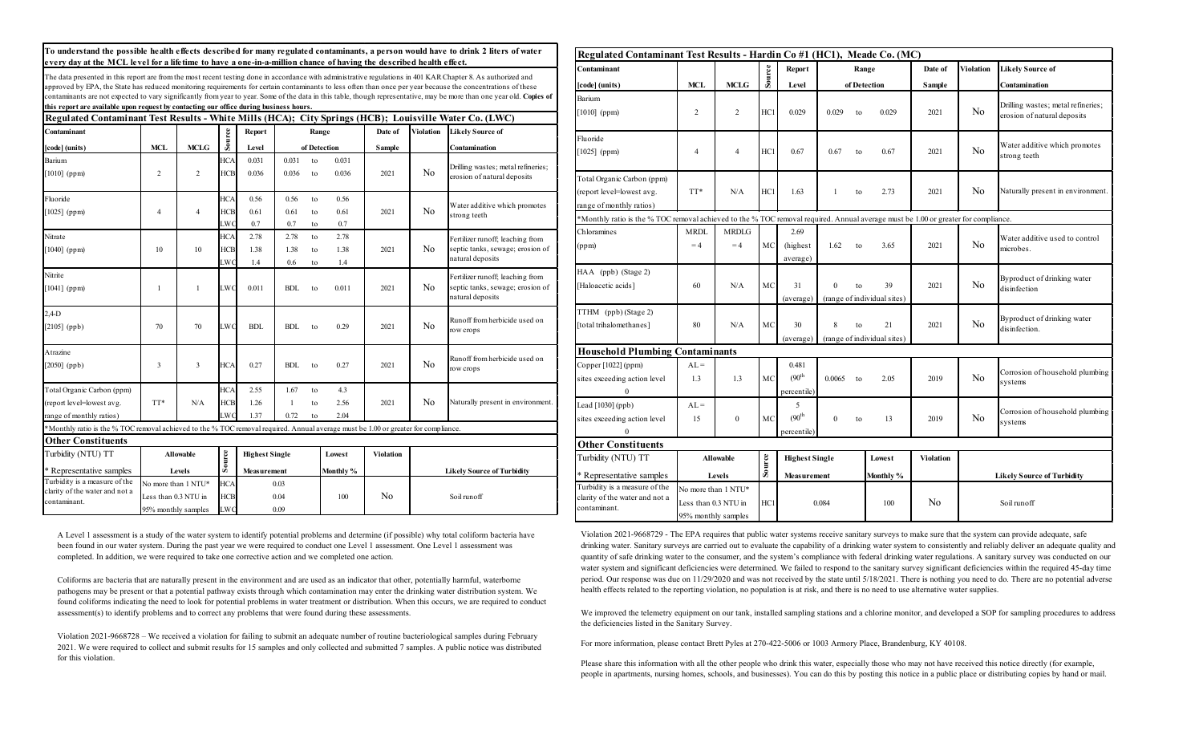To understand the possible health effects described for many regulated contaminants, a person would have to drink 2 liters of water every day at the MCL level for a lifetime to have a one-in-a-million chance of having the described health effect.

The data presented in this report are from the most recent testing done in accordance with administrative regulations in 401 KAR Chapter 8. As authorized and approved by EPA, the State has reduced monitoring requirements for certain contaminants to less often than once per year because the concentrations of these contaminants are not expected to vary significantly from year to year. Some of the data in this table, though representative, may be more than one year old. **Copies of this report are available upon request by contacting our office during business hours.**

## Regulated Contaminant Test Results - White Mills (HCA); City Springs (HCB); Louisville Water Co. (LWC)

| Contaminant [code] (units) | MCL | MCLG | Source | Report Level | Range of Detection | Date of Sample | Violation | Likely Source of Contamination |
|---|---|---|---|---|---|---|---|---|
| Barium [1010] (ppm) | 2 | 2 | HCA | 0.031 | 0.031 to 0.031 | 2021 | No | Drilling wastes; metal refineries; erosion of natural deposits |
| | | | HCB | 0.036 | 0.036 to 0.036 | | | |
| Fluoride [1025] (ppm) | 4 | 4 | HCA | 0.56 | 0.56 to 0.56 | 2021 | No | Water additive which promotes strong teeth |
| | | | HCB | 0.61 | 0.61 to 0.61 | | | |
| | | | LWC | 0.7 | 0.7 to 0.7 | | | |
| Nitrate [1040] (ppm) | 10 | 10 | HCA | 2.78 | 2.78 to 2.78 | 2021 | No | Fertilizer runoff; leaching from septic tanks, sewage; erosion of natural deposits |
| | | | HCB | 1.38 | 1.38 to 1.38 | | | |
| | | | LWC | 1.4 | 0.6 to 1.4 | | | |
| Nitrite [1041] (ppm) | 1 | 1 | LWC | 0.011 | BDL to 0.011 | 2021 | No | Fertilizer runoff; leaching from septic tanks, sewage; erosion of natural deposits |
| 2,4-D [2105] (ppb) | 70 | 70 | LWC | BDL | BDL to 0.29 | 2021 | No | Runoff from herbicide used on row crops |
| Atrazine [2050] (ppb) | 3 | 3 | HCA | 0.27 | BDL to 0.27 | 2021 | No | Runoff from herbicide used on row crops |
| Total Organic Carbon (ppm) (report level=lowest avg. range of monthly ratios) | TT* | N/A | HCA | 2.55 | 1.67 to 4.3 | 2021 | No | Naturally present in environment. |
| | | | HCB | 1.26 | 1 to 2.56 | | | |
| | | | LWC | 1.37 | 0.72 to 2.04 | | | |

*Monthly ratio is the % TOC removal achieved to the % TOC removal required. Annual average must be 1.00 or greater for compliance.

### Other Constituents

| Turbidity (NTU) TT * Representative samples | Allowable Levels | Source | Highest Single Measurement | Lowest Monthly % | Violation | Likely Source of Turbidity |
|---|---|---|---|---|---|---|
| Turbidity is a measure of the clarity of the water and not a contaminant. | No more than 1 NTU* Less than 0.3 NTU in 95% monthly samples | HCA | 0.03 | 100 | No | Soil runoff |
| | | HCB | 0.04 | | | |
| | | LWC | 0.09 | | | |

A Level 1 assessment is a study of the water system to identify potential problems and determine (if possible) why total coliform bacteria have been found in our water system. During the past year we were required to conduct one Level 1 assessment. One Level 1 assessment was completed. In addition, we were required to take one corrective action and we completed one action.

Coliforms are bacteria that are naturally present in the environment and are used as an indicator that other, potentially harmful, waterborne pathogens may be present or that a potential pathway exists through which contamination may enter the drinking water distribution system. We found coliforms indicating the need to look for potential problems in water treatment or distribution. When this occurs, we are required to conduct assessment(s) to identify problems and to correct any problems that were found during these assessments.

Violation 2021-9668728 – We received a violation for failing to submit an adequate number of routine bacteriological samples during February 2021. We were required to collect and submit results for 15 samples and only collected and submitted 7 samples. A public notice was distributed for this violation.

## Regulated Contaminant Test Results - Hardin Co #1 (HC1), Meade Co. (MC)

| Contaminant [code] (units) | MCL | MCLG | Source | Report Level | Range of Detection | Date of Sample | Violation | Likely Source of Contamination |
|---|---|---|---|---|---|---|---|---|
| Barium [1010] (ppm) | 2 | 2 | HC1 | 0.029 | 0.029 to 0.029 | 2021 | No | Drilling wastes; metal refineries; erosion of natural deposits |
| Fluoride [1025] (ppm) | 4 | 4 | HC1 | 0.67 | 0.67 to 0.67 | 2021 | No | Water additive which promotes strong teeth |
| Total Organic Carbon (ppm) (report level=lowest avg. range of monthly ratios) | TT* | N/A | HC1 | 1.63 | 1 to 2.73 | 2021 | No | Naturally present in environment. |

*Monthly ratio is the % TOC removal achieved to the % TOC removal required. Annual average must be 1.00 or greater for compliance.

| Contaminant [code] (units) | MCL | MCLG | Source | Report Level | Range of Detection | Date of Sample | Violation | Likely Source of Contamination |
|---|---|---|---|---|---|---|---|---|
| Chloramines (ppm) | MRDL = 4 | MRDLG = 4 | MC | 2.69 (highest average) | 1.62 to 3.65 | 2021 | No | Water additive used to control microbes. |
| HAA (ppb) (Stage 2) [Haloacetic acids] | 60 | N/A | MC | 31 (average) | 0 to 39 (range of individual sites) | 2021 | No | Byproduct of drinking water disinfection |
| TTHM (ppb) (Stage 2) [total trihalomethanes] | 80 | N/A | MC | 30 (average) | 8 to 21 (range of individual sites) | 2021 | No | Byproduct of drinking water disinfection. |
| **Household Plumbing Contaminants** | | | | | | | | |
| Copper [1022] (ppm) sites exceeding action level 0 | AL = 1.3 | 1.3 | MC | 0.481 (90th percentile) | 0.0065 to 2.05 | 2019 | No | Corrosion of household plumbing systems |
| Lead [1030] (ppb) sites exceeding action level 0 | AL = 15 | 0 | MC | 5 (90th percentile) | 0 to 13 | 2019 | No | Corrosion of household plumbing systems |

### Other Constituents

| Turbidity (NTU) TT * Representative samples | Allowable Levels | Source | Highest Single Measurement | Lowest Monthly % | Violation | Likely Source of Turbidity |
|---|---|---|---|---|---|---|
| Turbidity is a measure of the clarity of the water and not a contaminant. | No more than 1 NTU* Less than 0.3 NTU in 95% monthly samples | HC1 | 0.084 | 100 | No | Soil runoff |

Violation 2021-9668729 - The EPA requires that public water systems receive sanitary surveys to make sure that the system can provide adequate, safe drinking water. Sanitary surveys are carried out to evaluate the capability of a drinking water system to consistently and reliably deliver an adequate quality and quantity of safe drinking water to the consumer, and the system's compliance with federal drinking water regulations. A sanitary survey was conducted on our water system and significant deficiencies were determined. We failed to respond to the sanitary survey significant deficiencies within the required 45-day time period. Our response was due on 11/29/2020 and was not received by the state until 5/18/2021. There is nothing you need to do. There are no potential adverse health effects related to the reporting violation, no population is at risk, and there is no need to use alternative water supplies.

We improved the telemetry equipment on our tank, installed sampling stations and a chlorine monitor, and developed a SOP for sampling procedures to address the deficiencies listed in the Sanitary Survey.

For more information, please contact Brett Pyles at 270-422-5006 or 1003 Armory Place, Brandenburg, KY 40108.

Please share this information with all the other people who drink this water, especially those who may not have received this notice directly (for example, people in apartments, nursing homes, schools, and businesses). You can do this by posting this notice in a public place or distributing copies by hand or mail.